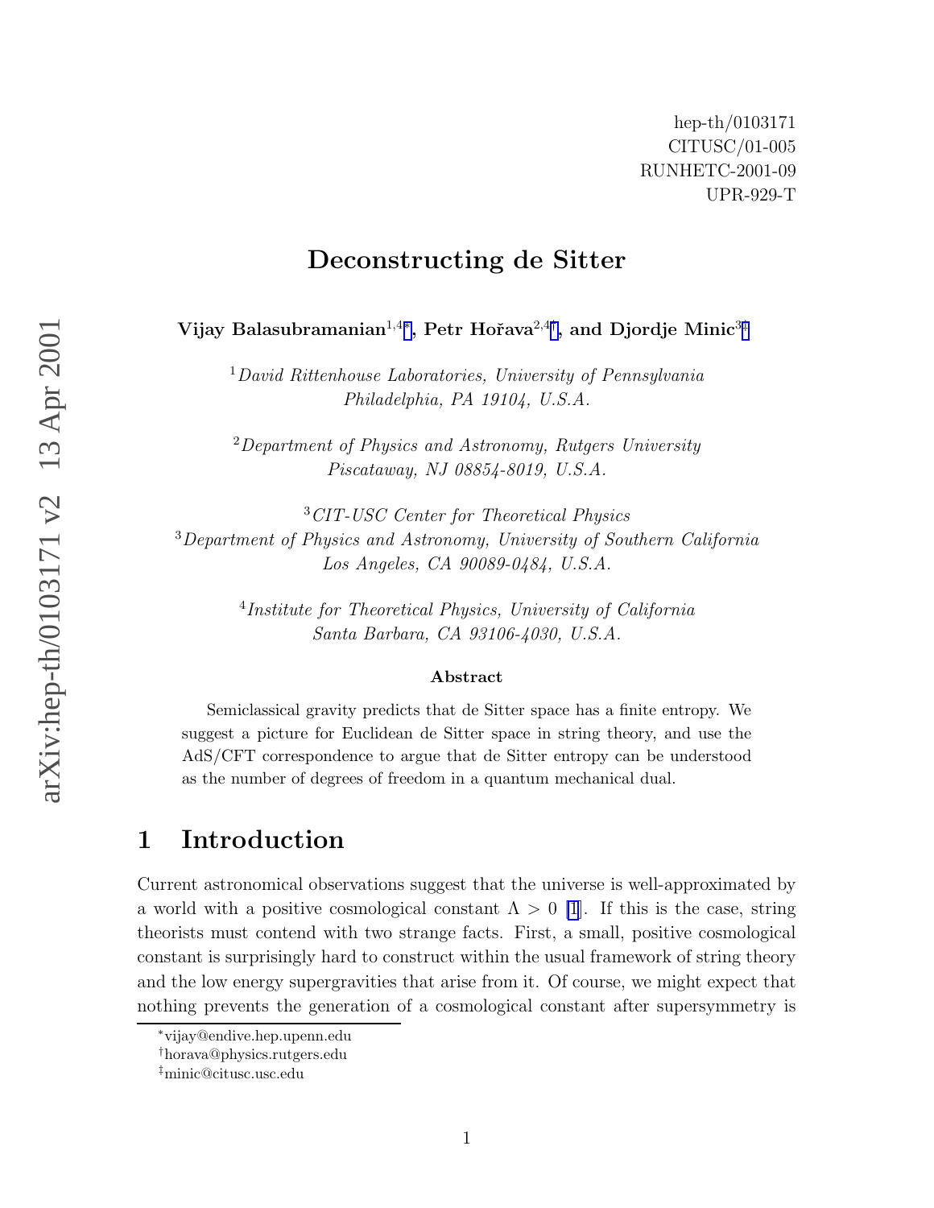hep-th/0103171
CITUSC/01-005
RUNHETC-2001-09
UPR-929-T

# Deconstructing de Sitter

**Vijay Balasubramanian[1,4*], Petr Hořava[2,4†], and Djordje Minic[3‡]**

[1] *David Rittenhouse Laboratories, University of Pennsylvania*
*Philadelphia, PA 19104, U.S.A.*

[2] *Department of Physics and Astronomy, Rutgers University*
*Piscataway, NJ 08854-8019, U.S.A.*

[3] *CIT-USC Center for Theoretical Physics*
[3] *Department of Physics and Astronomy, University of Southern California*
*Los Angeles, CA 90089-0484, U.S.A.*

[4] *Institute for Theoretical Physics, University of California*
*Santa Barbara, CA 93106-4030, U.S.A.*

**Abstract**

Semiclassical gravity predicts that de Sitter space has a finite entropy. We suggest a picture for Euclidean de Sitter space in string theory, and use the AdS/CFT correspondence to argue that de Sitter entropy can be understood as the number of degrees of freedom in a quantum mechanical dual.

## 1 Introduction

Current astronomical observations suggest that the universe is well-approximated by a world with a positive cosmological constant $\Lambda > 0$ [1]. If this is the case, string theorists must contend with two strange facts. First, a small, positive cosmological constant is surprisingly hard to construct within the usual framework of string theory and the low energy supergravities that arise from it. Of course, we might expect that nothing prevents the generation of a cosmological constant after supersymmetry is

*vijay@endive.hep.upenn.edu
†horava@physics.rutgers.edu
‡minic@citusc.usc.edu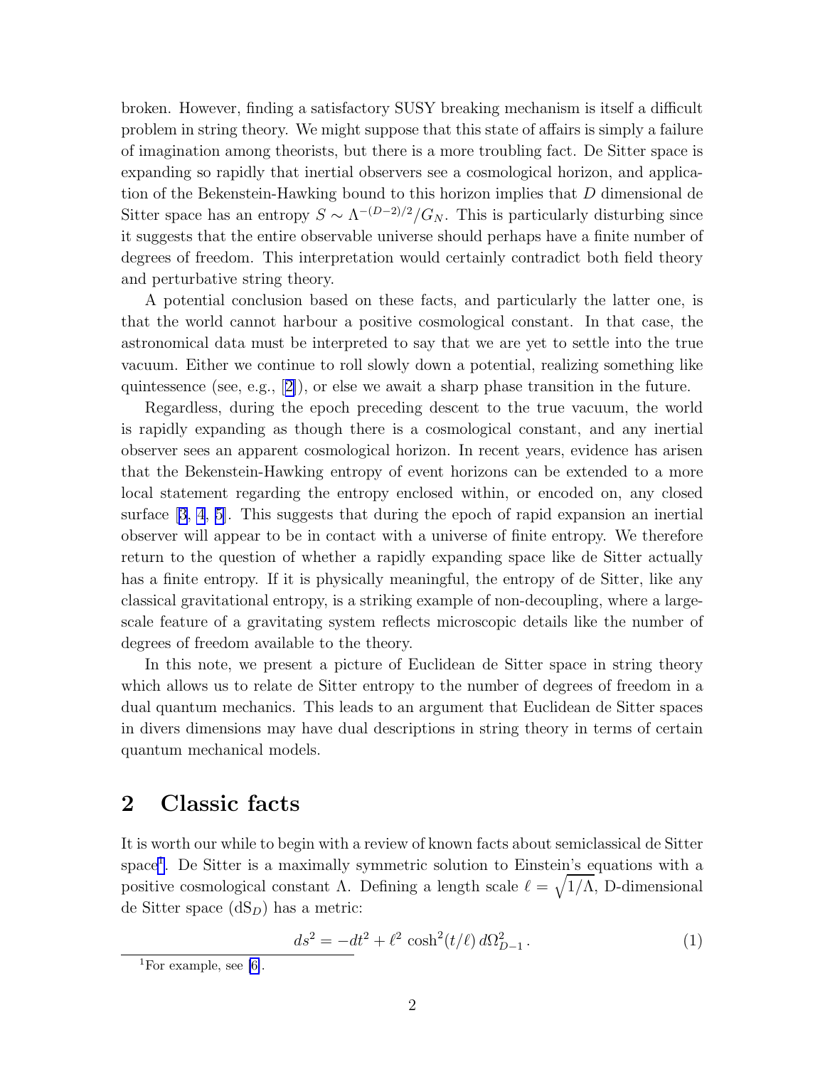broken. However, finding a satisfactory SUSY breaking mechanism is itself a difficult problem in string theory. We might suppose that this state of affairs is simply a failure of imagination among theorists, but there is a more troubling fact. De Sitter space is expanding so rapidly that inertial observers see a cosmological horizon, and application of the Bekenstein-Hawking bound to this horizon implies that $D$ dimensional de Sitter space has an entropy $S \sim \Lambda^{-(D-2)/2}/G_N$. This is particularly disturbing since it suggests that the entire observable universe should perhaps have a finite number of degrees of freedom. This interpretation would certainly contradict both field theory and perturbative string theory.

A potential conclusion based on these facts, and particularly the latter one, is that the world cannot harbour a positive cosmological constant. In that case, the astronomical data must be interpreted to say that we are yet to settle into the true vacuum. Either we continue to roll slowly down a potential, realizing something like quintessence (see, e.g., [2]), or else we await a sharp phase transition in the future.

Regardless, during the epoch preceding descent to the true vacuum, the world is rapidly expanding as though there is a cosmological constant, and any inertial observer sees an apparent cosmological horizon. In recent years, evidence has arisen that the Bekenstein-Hawking entropy of event horizons can be extended to a more local statement regarding the entropy enclosed within, or encoded on, any closed surface [3, 4, 5]. This suggests that during the epoch of rapid expansion an inertial observer will appear to be in contact with a universe of finite entropy. We therefore return to the question of whether a rapidly expanding space like de Sitter actually has a finite entropy. If it is physically meaningful, the entropy of de Sitter, like any classical gravitational entropy, is a striking example of non-decoupling, where a large-scale feature of a gravitating system reflects microscopic details like the number of degrees of freedom available to the theory.

In this note, we present a picture of Euclidean de Sitter space in string theory which allows us to relate de Sitter entropy to the number of degrees of freedom in a dual quantum mechanics. This leads to an argument that Euclidean de Sitter spaces in divers dimensions may have dual descriptions in string theory in terms of certain quantum mechanical models.

## 2 Classic facts

It is worth our while to begin with a review of known facts about semiclassical de Sitter space[1]. De Sitter is a maximally symmetric solution to Einstein's equations with a positive cosmological constant $\Lambda$. Defining a length scale $\ell = \sqrt{1/\Lambda}$, D-dimensional de Sitter space ($\mathrm{dS}_D$) has a metric:

$$ds^2 = -dt^2 + \ell^2 \cosh^2(t/\ell)\, d\Omega_{D-1}^2\,. \tag{1}$$

[1] For example, see [6].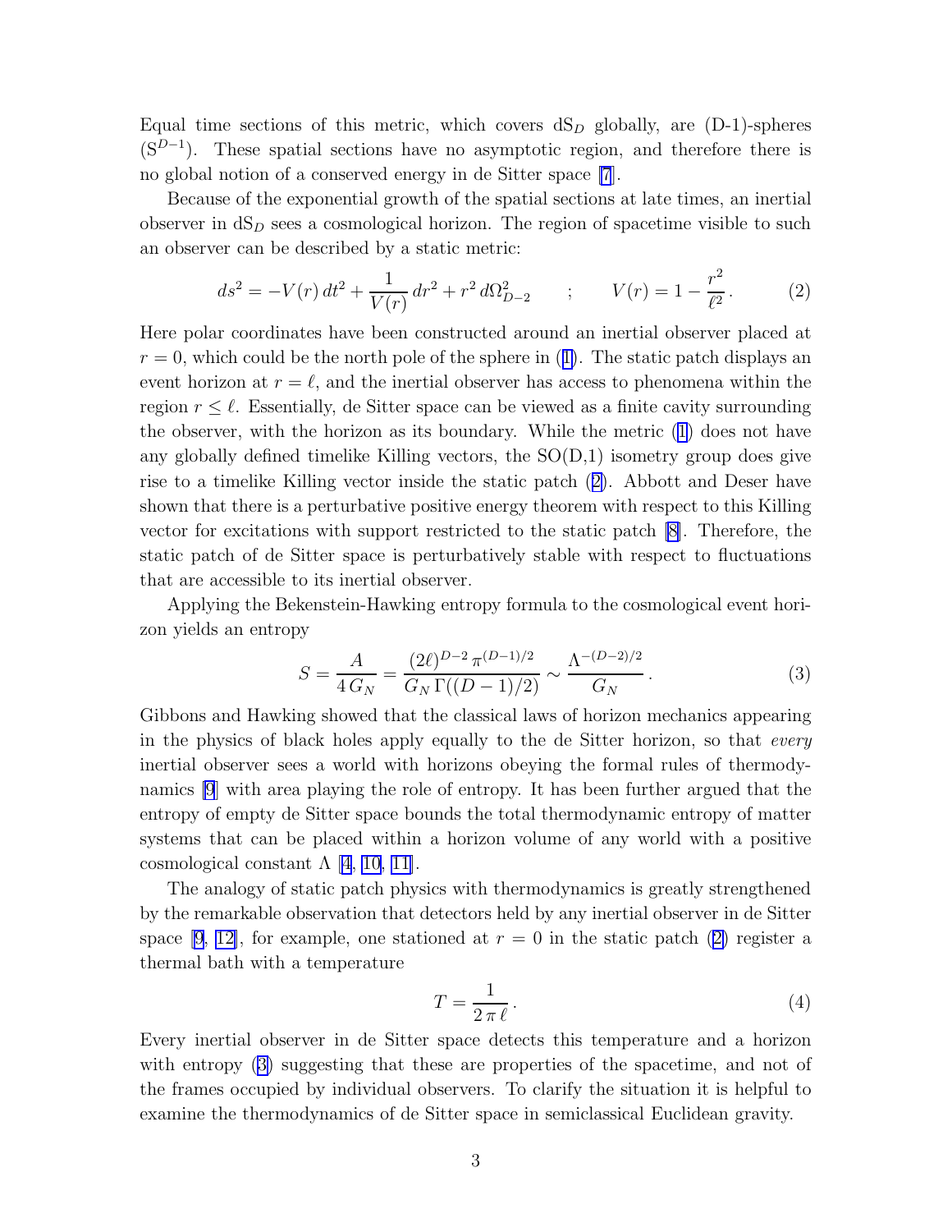Equal time sections of this metric, which covers $dS_D$ globally, are (D-1)-spheres ($S^{D-1}$). These spatial sections have no asymptotic region, and therefore there is no global notion of a conserved energy in de Sitter space [7].

Because of the exponential growth of the spatial sections at late times, an inertial observer in $dS_D$ sees a cosmological horizon. The region of spacetime visible to such an observer can be described by a static metric:

$$ds^2 = -V(r)\, dt^2 + \frac{1}{V(r)}\, dr^2 + r^2\, d\Omega_{D-2}^2 \qquad ; \qquad V(r) = 1 - \frac{r^2}{\ell^2}. \tag{2}$$

Here polar coordinates have been constructed around an inertial observer placed at $r = 0$, which could be the north pole of the sphere in (1). The static patch displays an event horizon at $r = \ell$, and the inertial observer has access to phenomena within the region $r \leq \ell$. Essentially, de Sitter space can be viewed as a finite cavity surrounding the observer, with the horizon as its boundary. While the metric (1) does not have any globally defined timelike Killing vectors, the SO(D,1) isometry group does give rise to a timelike Killing vector inside the static patch (2). Abbott and Deser have shown that there is a perturbative positive energy theorem with respect to this Killing vector for excitations with support restricted to the static patch [8]. Therefore, the static patch of de Sitter space is perturbatively stable with respect to fluctuations that are accessible to its inertial observer.

Applying the Bekenstein-Hawking entropy formula to the cosmological event horizon yields an entropy

$$S = \frac{A}{4\, G_N} = \frac{(2\ell)^{D-2}\, \pi^{(D-1)/2}}{G_N\, \Gamma((D-1)/2)} \sim \frac{\Lambda^{-(D-2)/2}}{G_N}. \tag{3}$$

Gibbons and Hawking showed that the classical laws of horizon mechanics appearing in the physics of black holes apply equally to the de Sitter horizon, so that *every* inertial observer sees a world with horizons obeying the formal rules of thermodynamics [9] with area playing the role of entropy. It has been further argued that the entropy of empty de Sitter space bounds the total thermodynamic entropy of matter systems that can be placed within a horizon volume of any world with a positive cosmological constant $\Lambda$ [4, 10, 11].

The analogy of static patch physics with thermodynamics is greatly strengthened by the remarkable observation that detectors held by any inertial observer in de Sitter space [9, 12], for example, one stationed at $r = 0$ in the static patch (2) register a thermal bath with a temperature

$$T = \frac{1}{2\, \pi\, \ell}. \tag{4}$$

Every inertial observer in de Sitter space detects this temperature and a horizon with entropy (3) suggesting that these are properties of the spacetime, and not of the frames occupied by individual observers. To clarify the situation it is helpful to examine the thermodynamics of de Sitter space in semiclassical Euclidean gravity.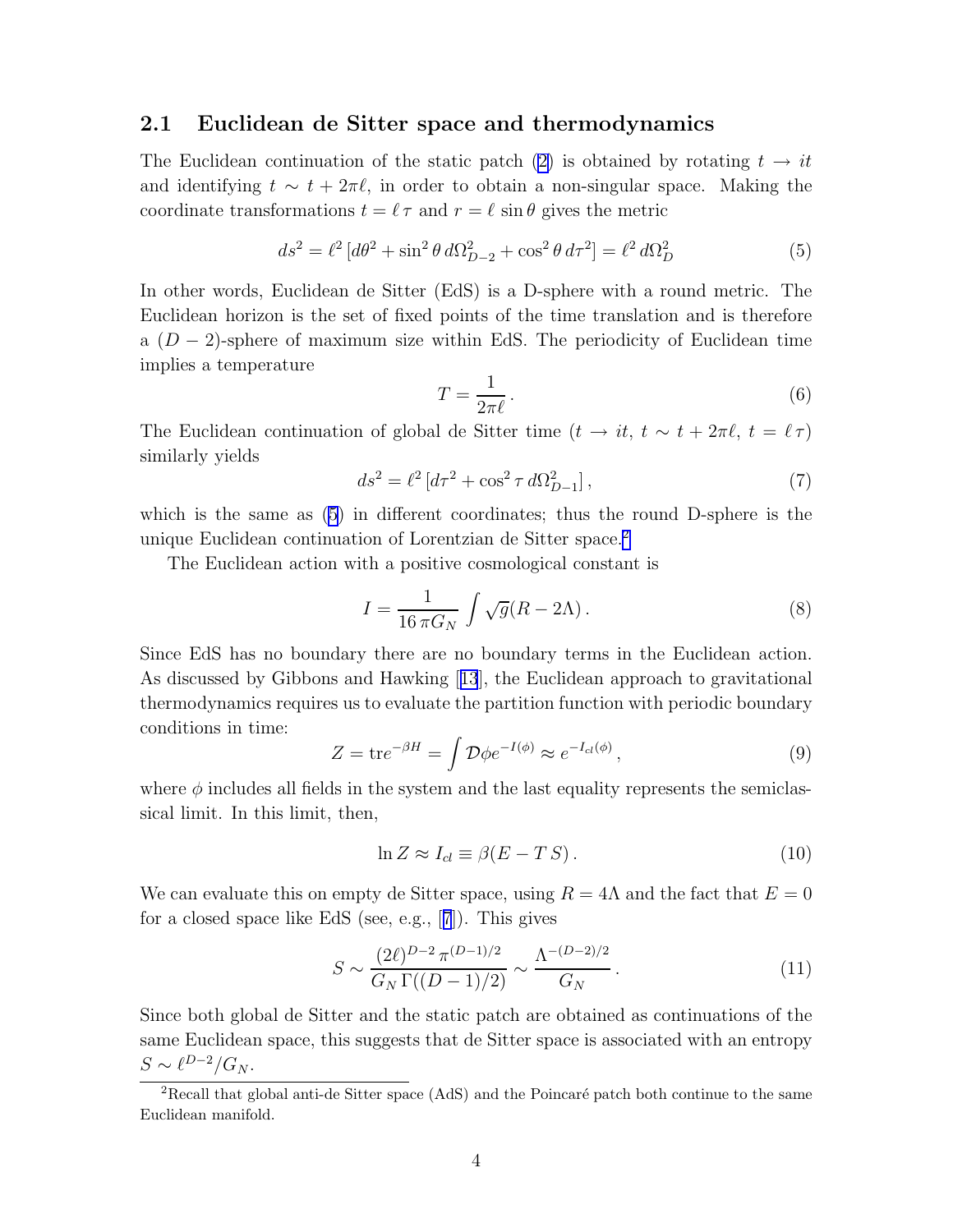### 2.1 Euclidean de Sitter space and thermodynamics

The Euclidean continuation of the static patch (2) is obtained by rotating $t \to it$ and identifying $t \sim t + 2\pi\ell$, in order to obtain a non-singular space. Making the coordinate transformations $t = \ell\,\tau$ and $r = \ell \sin\theta$ gives the metric

$$ds^2 = \ell^2 \left[d\theta^2 + \sin^2\theta\, d\Omega_{D-2}^2 + \cos^2\theta\, d\tau^2\right] = \ell^2\, d\Omega_D^2 \tag{5}$$

In other words, Euclidean de Sitter (EdS) is a D-sphere with a round metric. The Euclidean horizon is the set of fixed points of the time translation and is therefore a $(D-2)$-sphere of maximum size within EdS. The periodicity of Euclidean time implies a temperature

$$T = \frac{1}{2\pi\ell}\,. \tag{6}$$

The Euclidean continuation of global de Sitter time ($t \to it$, $t \sim t + 2\pi\ell$, $t = \ell\,\tau$) similarly yields

$$ds^2 = \ell^2 \left[d\tau^2 + \cos^2\tau\, d\Omega_{D-1}^2\right], \tag{7}$$

which is the same as (5) in different coordinates; thus the round D-sphere is the unique Euclidean continuation of Lorentzian de Sitter space.[2]

The Euclidean action with a positive cosmological constant is

$$I = \frac{1}{16\,\pi G_N} \int \sqrt{g}(R - 2\Lambda)\,. \tag{8}$$

Since EdS has no boundary there are no boundary terms in the Euclidean action. As discussed by Gibbons and Hawking [13], the Euclidean approach to gravitational thermodynamics requires us to evaluate the partition function with periodic boundary conditions in time:

$$Z = \mathrm{tr} e^{-\beta H} = \int \mathcal{D}\phi e^{-I(\phi)} \approx e^{-I_{cl}(\phi)}\,, \tag{9}$$

where $\phi$ includes all fields in the system and the last equality represents the semiclassical limit. In this limit, then,

$$\ln Z \approx I_{cl} \equiv \beta(E - T\,S)\,. \tag{10}$$

We can evaluate this on empty de Sitter space, using $R = 4\Lambda$ and the fact that $E = 0$ for a closed space like EdS (see, e.g., [7]). This gives

$$S \sim \frac{(2\ell)^{D-2}\,\pi^{(D-1)/2}}{G_N\,\Gamma((D-1)/2)} \sim \frac{\Lambda^{-(D-2)/2}}{G_N}\,. \tag{11}$$

Since both global de Sitter and the static patch are obtained as continuations of the same Euclidean space, this suggests that de Sitter space is associated with an entropy $S \sim \ell^{D-2}/G_N$.

[2] Recall that global anti-de Sitter space (AdS) and the Poincaré patch both continue to the same Euclidean manifold.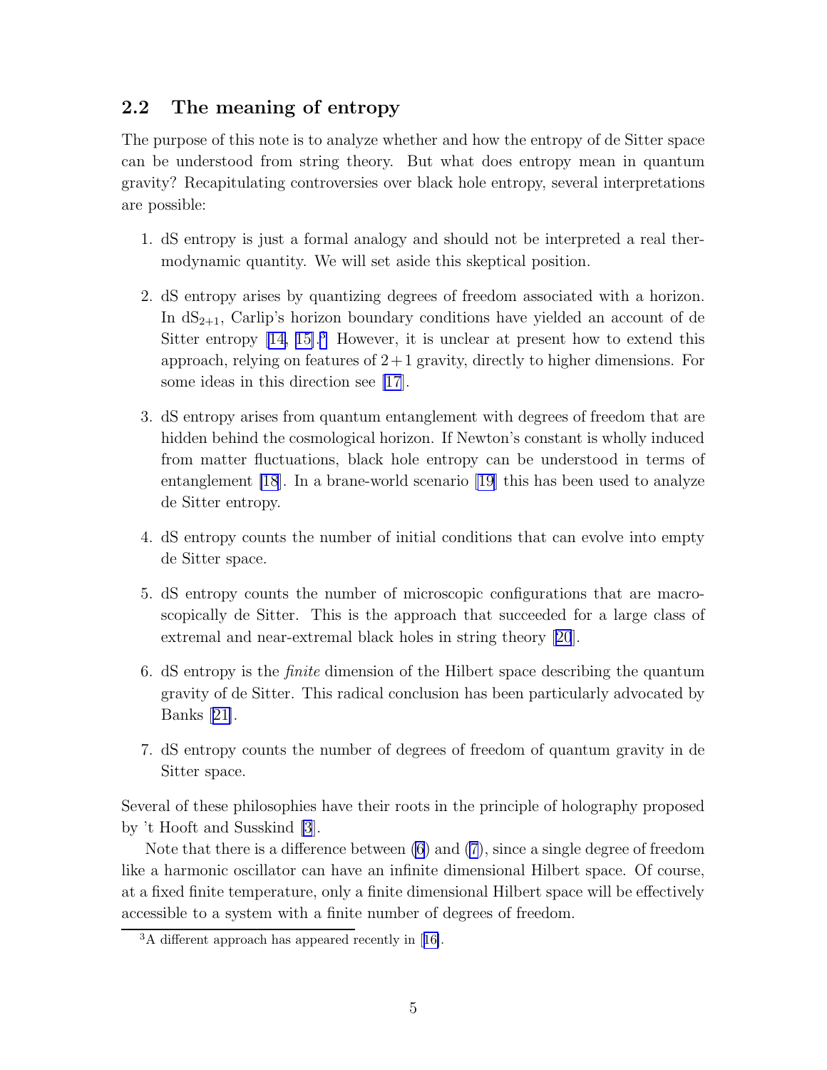## 2.2 The meaning of entropy

The purpose of this note is to analyze whether and how the entropy of de Sitter space can be understood from string theory. But what does entropy mean in quantum gravity? Recapitulating controversies over black hole entropy, several interpretations are possible:

1. dS entropy is just a formal analogy and should not be interpreted a real thermodynamic quantity. We will set aside this skeptical position.

2. dS entropy arises by quantizing degrees of freedom associated with a horizon. In $dS_{2+1}$, Carlip's horizon boundary conditions have yielded an account of de Sitter entropy [14, 15].[3] However, it is unclear at present how to extend this approach, relying on features of $2+1$ gravity, directly to higher dimensions. For some ideas in this direction see [17].

3. dS entropy arises from quantum entanglement with degrees of freedom that are hidden behind the cosmological horizon. If Newton's constant is wholly induced from matter fluctuations, black hole entropy can be understood in terms of entanglement [18]. In a brane-world scenario [19] this has been used to analyze de Sitter entropy.

4. dS entropy counts the number of initial conditions that can evolve into empty de Sitter space.

5. dS entropy counts the number of microscopic configurations that are macroscopically de Sitter. This is the approach that succeeded for a large class of extremal and near-extremal black holes in string theory [20].

6. dS entropy is the *finite* dimension of the Hilbert space describing the quantum gravity of de Sitter. This radical conclusion has been particularly advocated by Banks [21].

7. dS entropy counts the number of degrees of freedom of quantum gravity in de Sitter space.

Several of these philosophies have their roots in the principle of holography proposed by 't Hooft and Susskind [3].

Note that there is a difference between (6) and (7), since a single degree of freedom like a harmonic oscillator can have an infinite dimensional Hilbert space. Of course, at a fixed finite temperature, only a finite dimensional Hilbert space will be effectively accessible to a system with a finite number of degrees of freedom.

[3] A different approach has appeared recently in [16].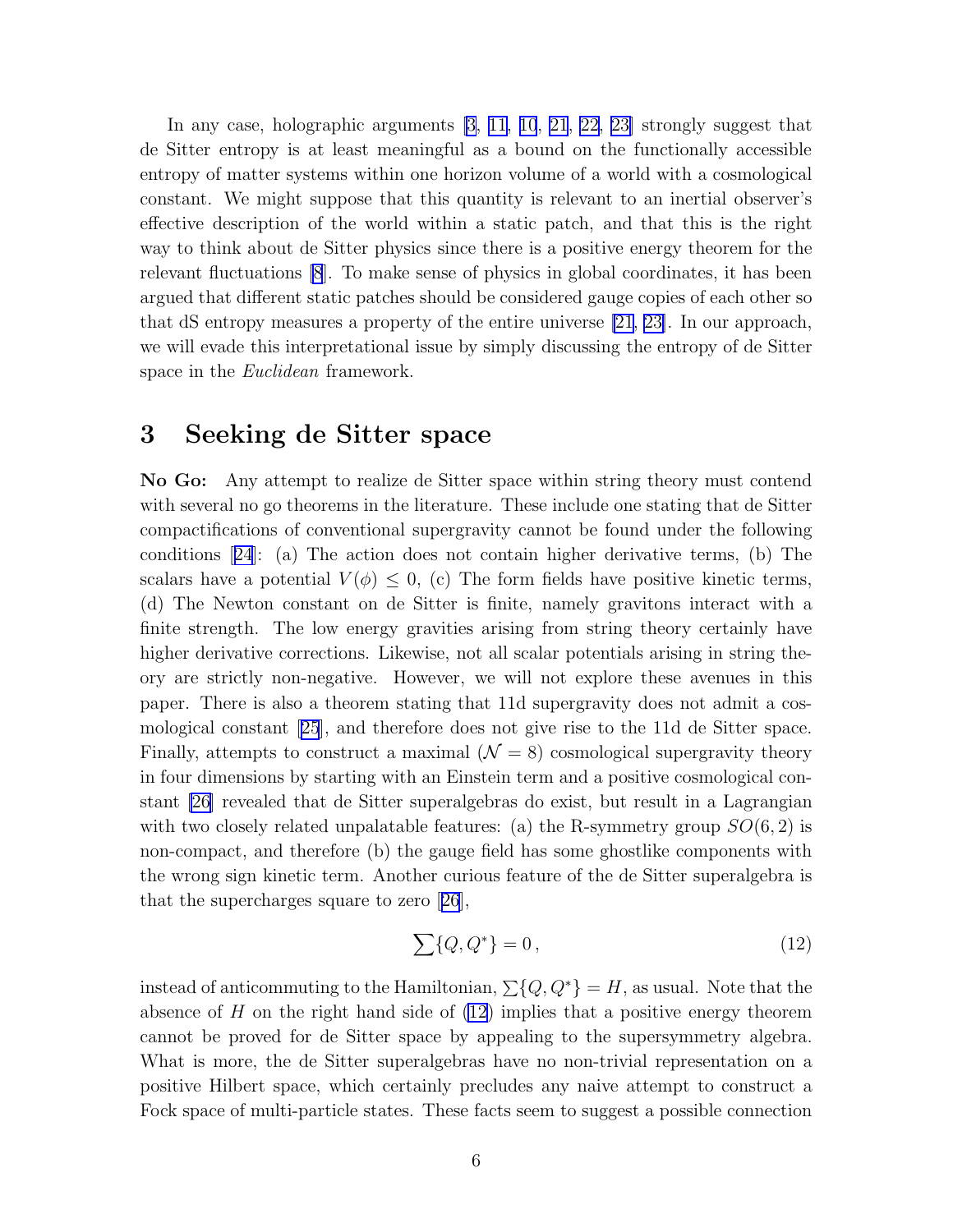In any case, holographic arguments [3, 11, 10, 21, 22, 23] strongly suggest that de Sitter entropy is at least meaningful as a bound on the functionally accessible entropy of matter systems within one horizon volume of a world with a cosmological constant. We might suppose that this quantity is relevant to an inertial observer's effective description of the world within a static patch, and that this is the right way to think about de Sitter physics since there is a positive energy theorem for the relevant fluctuations [8]. To make sense of physics in global coordinates, it has been argued that different static patches should be considered gauge copies of each other so that dS entropy measures a property of the entire universe [21, 23]. In our approach, we will evade this interpretational issue by simply discussing the entropy of de Sitter space in the *Euclidean* framework.

## 3 Seeking de Sitter space

**No Go:** Any attempt to realize de Sitter space within string theory must contend with several no go theorems in the literature. These include one stating that de Sitter compactifications of conventional supergravity cannot be found under the following conditions [24]: (a) The action does not contain higher derivative terms, (b) The scalars have a potential $V(\phi) \leq 0$, (c) The form fields have positive kinetic terms, (d) The Newton constant on de Sitter is finite, namely gravitons interact with a finite strength. The low energy gravities arising from string theory certainly have higher derivative corrections. Likewise, not all scalar potentials arising in string theory are strictly non-negative. However, we will not explore these avenues in this paper. There is also a theorem stating that 11d supergravity does not admit a cosmological constant [25], and therefore does not give rise to the 11d de Sitter space. Finally, attempts to construct a maximal ($\mathcal{N} = 8$) cosmological supergravity theory in four dimensions by starting with an Einstein term and a positive cosmological constant [26] revealed that de Sitter superalgebras do exist, but result in a Lagrangian with two closely related unpalatable features: (a) the R-symmetry group $SO(6,2)$ is non-compact, and therefore (b) the gauge field has some ghostlike components with the wrong sign kinetic term. Another curious feature of the de Sitter superalgebra is that the supercharges square to zero [26],

$$\sum \{Q, Q^*\} = 0\,, \tag{12}$$

instead of anticommuting to the Hamiltonian, $\sum\{Q, Q^*\} = H$, as usual. Note that the absence of $H$ on the right hand side of (12) implies that a positive energy theorem cannot be proved for de Sitter space by appealing to the supersymmetry algebra. What is more, the de Sitter superalgebras have no non-trivial representation on a positive Hilbert space, which certainly precludes any naive attempt to construct a Fock space of multi-particle states. These facts seem to suggest a possible connection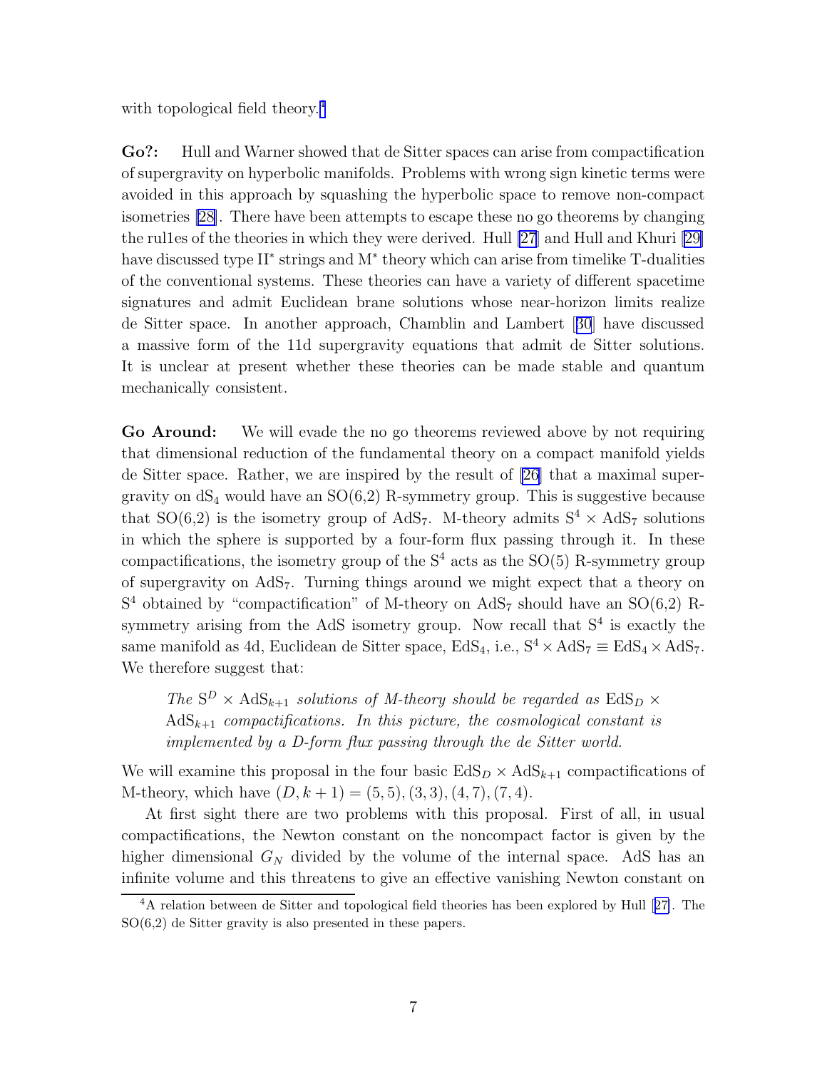with topological field theory.[4]

**Go?:** Hull and Warner showed that de Sitter spaces can arise from compactification of supergravity on hyperbolic manifolds. Problems with wrong sign kinetic terms were avoided in this approach by squashing the hyperbolic space to remove non-compact isometries [28]. There have been attempts to escape these no go theorems by changing the rul1es of the theories in which they were derived. Hull [27] and Hull and Khuri [29] have discussed type II* strings and M* theory which can arise from timelike T-dualities of the conventional systems. These theories can have a variety of different spacetime signatures and admit Euclidean brane solutions whose near-horizon limits realize de Sitter space. In another approach, Chamblin and Lambert [30] have discussed a massive form of the 11d supergravity equations that admit de Sitter solutions. It is unclear at present whether these theories can be made stable and quantum mechanically consistent.

**Go Around:** We will evade the no go theorems reviewed above by not requiring that dimensional reduction of the fundamental theory on a compact manifold yields de Sitter space. Rather, we are inspired by the result of [26] that a maximal supergravity on $\mathrm{dS}_4$ would have an SO(6,2) R-symmetry group. This is suggestive because that SO(6,2) is the isometry group of $\mathrm{AdS}_7$. M-theory admits $\mathrm{S}^4 \times \mathrm{AdS}_7$ solutions in which the sphere is supported by a four-form flux passing through it. In these compactifications, the isometry group of the $\mathrm{S}^4$ acts as the SO(5) R-symmetry group of supergravity on $\mathrm{AdS}_7$. Turning things around we might expect that a theory on $\mathrm{S}^4$ obtained by "compactification" of M-theory on $\mathrm{AdS}_7$ should have an SO(6,2) R-symmetry arising from the AdS isometry group. Now recall that $\mathrm{S}^4$ is exactly the same manifold as 4d, Euclidean de Sitter space, $\mathrm{EdS}_4$, i.e., $\mathrm{S}^4 \times \mathrm{AdS}_7 \equiv \mathrm{EdS}_4 \times \mathrm{AdS}_7$. We therefore suggest that:

> *The $\mathrm{S}^D \times \mathrm{AdS}_{k+1}$ solutions of M-theory should be regarded as $\mathrm{EdS}_D \times \mathrm{AdS}_{k+1}$ compactifications. In this picture, the cosmological constant is implemented by a D-form flux passing through the de Sitter world.*

We will examine this proposal in the four basic $\mathrm{EdS}_D \times \mathrm{AdS}_{k+1}$ compactifications of M-theory, which have $(D, k+1) = (5,5), (3,3), (4,7), (7,4)$.

At first sight there are two problems with this proposal. First of all, in usual compactifications, the Newton constant on the noncompact factor is given by the higher dimensional $G_N$ divided by the volume of the internal space. AdS has an infinite volume and this threatens to give an effective vanishing Newton constant on

[4] A relation between de Sitter and topological field theories has been explored by Hull [27]. The SO(6,2) de Sitter gravity is also presented in these papers.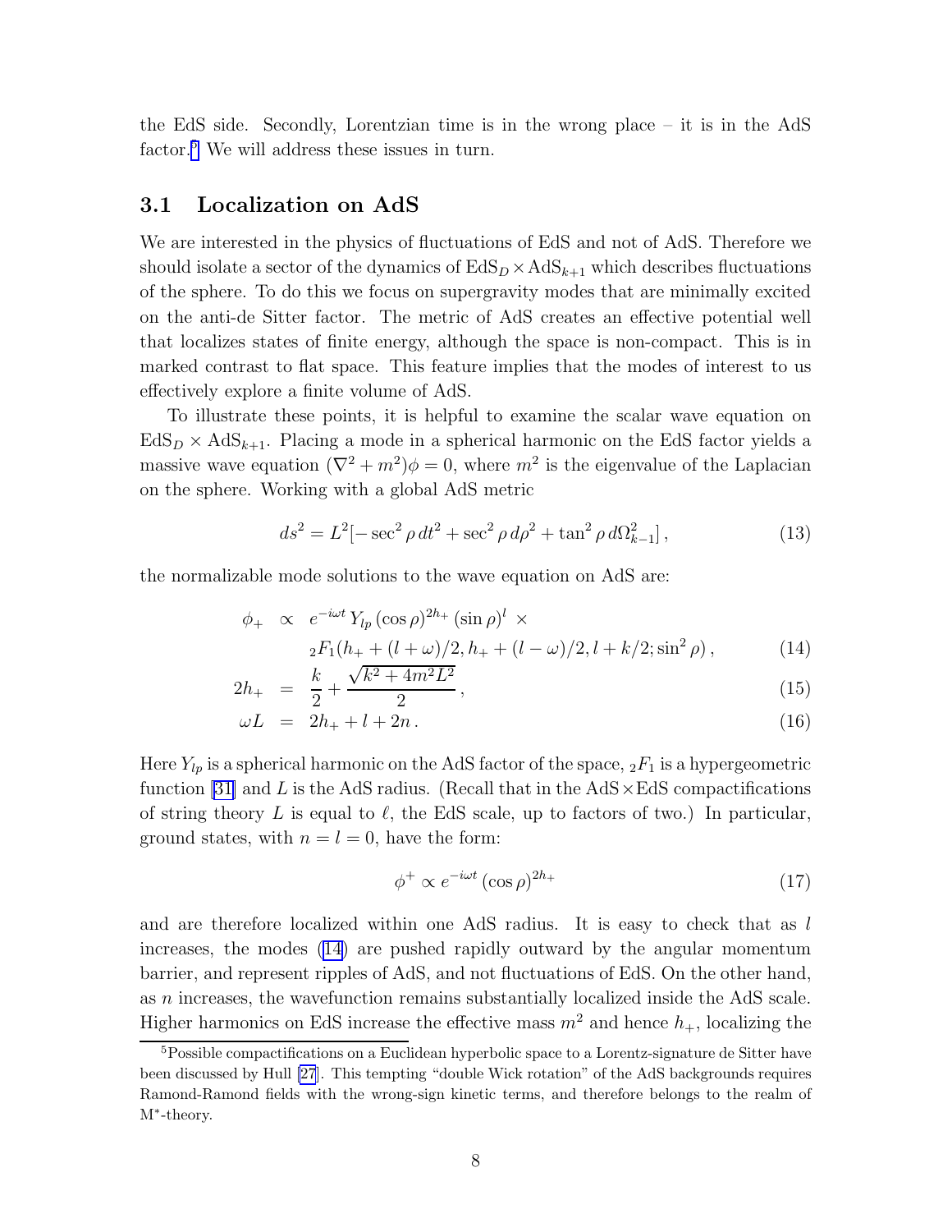the EdS side. Secondly, Lorentzian time is in the wrong place – it is in the AdS factor.[5] We will address these issues in turn.

### 3.1 Localization on AdS

We are interested in the physics of fluctuations of EdS and not of AdS. Therefore we should isolate a sector of the dynamics of $\mathrm{EdS}_D \times \mathrm{AdS}_{k+1}$ which describes fluctuations of the sphere. To do this we focus on supergravity modes that are minimally excited on the anti-de Sitter factor. The metric of AdS creates an effective potential well that localizes states of finite energy, although the space is non-compact. This is in marked contrast to flat space. This feature implies that the modes of interest to us effectively explore a finite volume of AdS.

To illustrate these points, it is helpful to examine the scalar wave equation on $\mathrm{EdS}_D \times \mathrm{AdS}_{k+1}$. Placing a mode in a spherical harmonic on the EdS factor yields a massive wave equation $(\nabla^2 + m^2)\phi = 0$, where $m^2$ is the eigenvalue of the Laplacian on the sphere. Working with a global AdS metric

$$ds^2 = L^2[-\sec^2\rho\, dt^2 + \sec^2\rho\, d\rho^2 + \tan^2\rho\, d\Omega_{k-1}^2]\,, \tag{13}$$

the normalizable mode solutions to the wave equation on AdS are:

$$\phi_+ \;\propto\; e^{-i\omega t}\, Y_{lp}\, (\cos\rho)^{2h_+}\, (\sin\rho)^l \;\times \; {}_2F_1(h_+ + (l+\omega)/2, h_+ + (l-\omega)/2, l + k/2; \sin^2\rho)\,, \tag{14}$$

$$2h_+ \;=\; \frac{k}{2} + \frac{\sqrt{k^2 + 4m^2L^2}}{2}\,, \tag{15}$$

$$\omega L \;=\; 2h_+ + l + 2n\,. \tag{16}$$

Here $Y_{lp}$ is a spherical harmonic on the AdS factor of the space, ${}_2F_1$ is a hypergeometric function [31] and $L$ is the AdS radius. (Recall that in the AdS$\times$EdS compactifications of string theory $L$ is equal to $\ell$, the EdS scale, up to factors of two.) In particular, ground states, with $n = l = 0$, have the form:

$$\phi^+ \propto e^{-i\omega t}\, (\cos\rho)^{2h_+} \tag{17}$$

and are therefore localized within one AdS radius. It is easy to check that as $l$ increases, the modes (14) are pushed rapidly outward by the angular momentum barrier, and represent ripples of AdS, and not fluctuations of EdS. On the other hand, as $n$ increases, the wavefunction remains substantially localized inside the AdS scale. Higher harmonics on EdS increase the effective mass $m^2$ and hence $h_+$, localizing the

[5] Possible compactifications on a Euclidean hyperbolic space to a Lorentz-signature de Sitter have been discussed by Hull [27]. This tempting "double Wick rotation" of the AdS backgrounds requires Ramond-Ramond fields with the wrong-sign kinetic terms, and therefore belongs to the realm of M*-theory.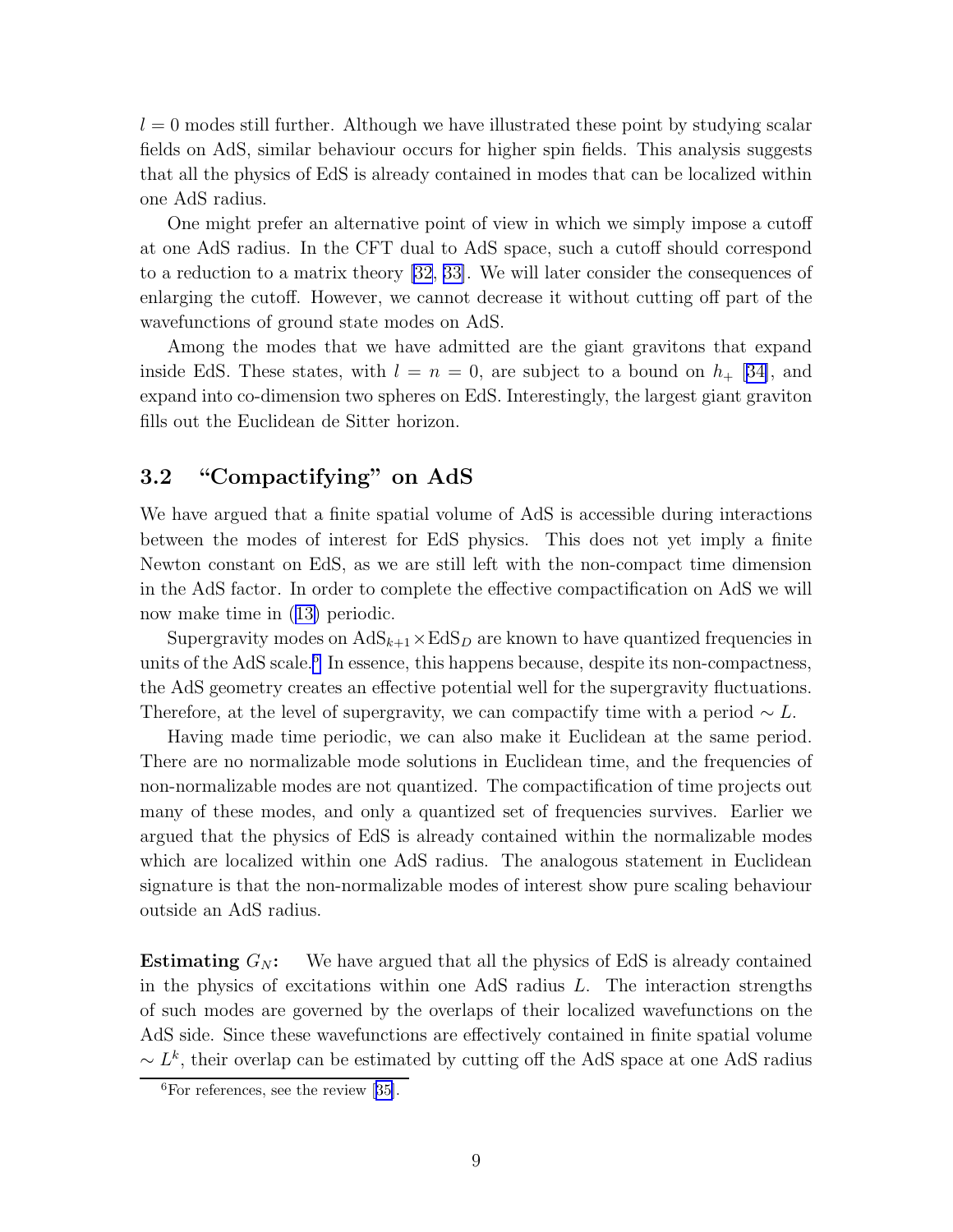$l = 0$ modes still further. Although we have illustrated these point by studying scalar fields on AdS, similar behaviour occurs for higher spin fields. This analysis suggests that all the physics of EdS is already contained in modes that can be localized within one AdS radius.

One might prefer an alternative point of view in which we simply impose a cutoff at one AdS radius. In the CFT dual to AdS space, such a cutoff should correspond to a reduction to a matrix theory [32, 33]. We will later consider the consequences of enlarging the cutoff. However, we cannot decrease it without cutting off part of the wavefunctions of ground state modes on AdS.

Among the modes that we have admitted are the giant gravitons that expand inside EdS. These states, with $l = n = 0$, are subject to a bound on $h_+$ [34], and expand into co-dimension two spheres on EdS. Interestingly, the largest giant graviton fills out the Euclidean de Sitter horizon.

## 3.2 "Compactifying" on AdS

We have argued that a finite spatial volume of AdS is accessible during interactions between the modes of interest for EdS physics. This does not yet imply a finite Newton constant on EdS, as we are still left with the non-compact time dimension in the AdS factor. In order to complete the effective compactification on AdS we will now make time in (13) periodic.

Supergravity modes on $\mathrm{AdS}_{k+1} \times \mathrm{EdS}_D$ are known to have quantized frequencies in units of the AdS scale.[6] In essence, this happens because, despite its non-compactness, the AdS geometry creates an effective potential well for the supergravity fluctuations. Therefore, at the level of supergravity, we can compactify time with a period $\sim L$.

Having made time periodic, we can also make it Euclidean at the same period. There are no normalizable mode solutions in Euclidean time, and the frequencies of non-normalizable modes are not quantized. The compactification of time projects out many of these modes, and only a quantized set of frequencies survives. Earlier we argued that the physics of EdS is already contained within the normalizable modes which are localized within one AdS radius. The analogous statement in Euclidean signature is that the non-normalizable modes of interest show pure scaling behaviour outside an AdS radius.

**Estimating $G_N$:** We have argued that all the physics of EdS is already contained in the physics of excitations within one AdS radius $L$. The interaction strengths of such modes are governed by the overlaps of their localized wavefunctions on the AdS side. Since these wavefunctions are effectively contained in finite spatial volume $\sim L^k$, their overlap can be estimated by cutting off the AdS space at one AdS radius

[6] For references, see the review [35].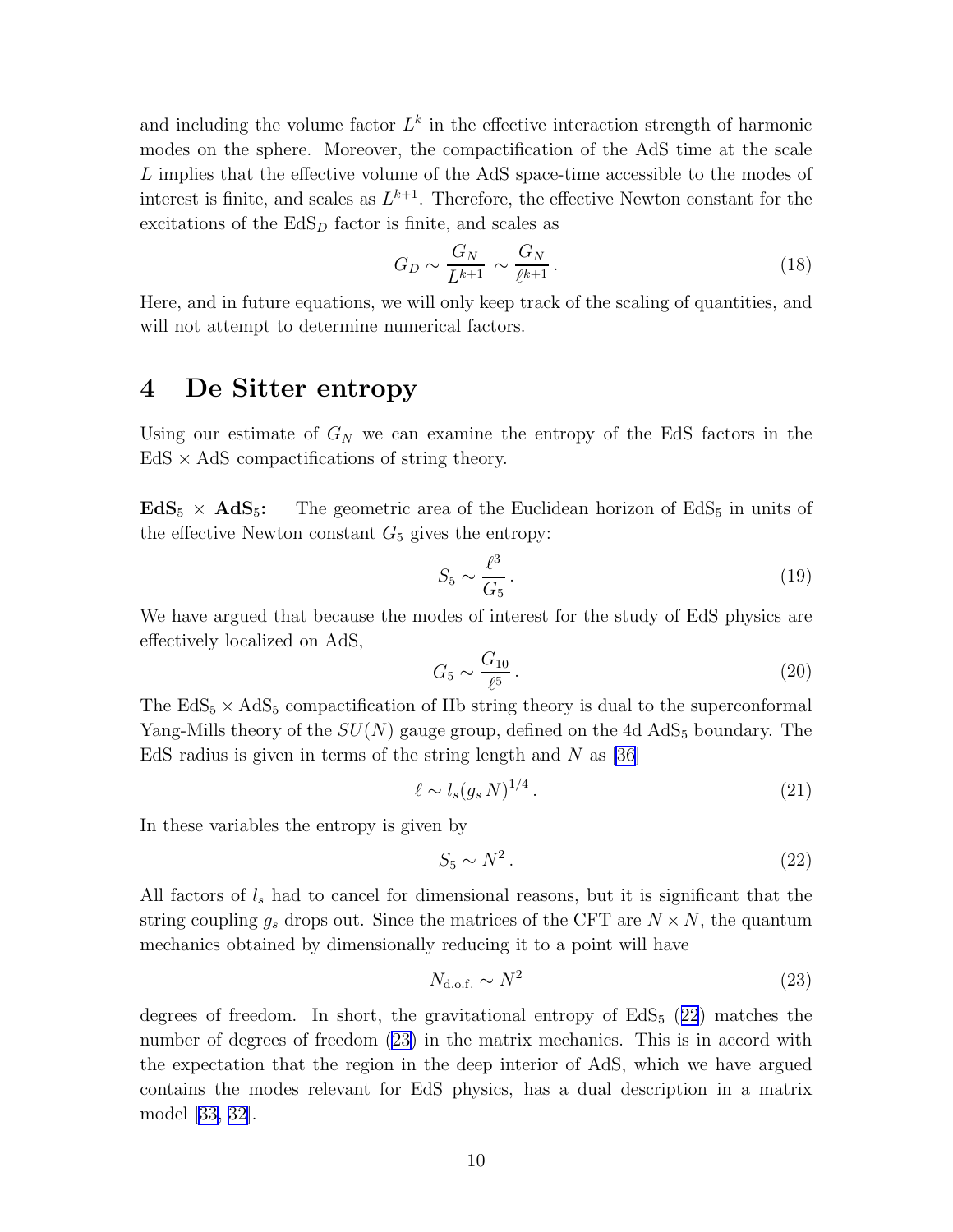and including the volume factor $L^k$ in the effective interaction strength of harmonic modes on the sphere. Moreover, the compactification of the AdS time at the scale $L$ implies that the effective volume of the AdS space-time accessible to the modes of interest is finite, and scales as $L^{k+1}$. Therefore, the effective Newton constant for the excitations of the $\mathrm{EdS}_D$ factor is finite, and scales as

$$G_D \sim \frac{G_N}{L^{k+1}} \sim \frac{G_N}{\ell^{k+1}} \,. \tag{18}$$

Here, and in future equations, we will only keep track of the scaling of quantities, and will not attempt to determine numerical factors.

# 4 De Sitter entropy

Using our estimate of $G_N$ we can examine the entropy of the EdS factors in the EdS × AdS compactifications of string theory.

**$\mathbf{EdS}_5 \times \mathbf{AdS}_5$:** The geometric area of the Euclidean horizon of $\mathrm{EdS}_5$ in units of the effective Newton constant $G_5$ gives the entropy:

$$S_5 \sim \frac{\ell^3}{G_5} \,. \tag{19}$$

We have argued that because the modes of interest for the study of EdS physics are effectively localized on AdS,

$$G_5 \sim \frac{G_{10}}{\ell^5} \,. \tag{20}$$

The $\mathrm{EdS}_5 \times \mathrm{AdS}_5$ compactification of IIb string theory is dual to the superconformal Yang-Mills theory of the $SU(N)$ gauge group, defined on the 4d $\mathrm{AdS}_5$ boundary. The EdS radius is given in terms of the string length and $N$ as [36]

$$\ell \sim l_s (g_s N)^{1/4} \,. \tag{21}$$

In these variables the entropy is given by

$$S_5 \sim N^2 \,. \tag{22}$$

All factors of $l_s$ had to cancel for dimensional reasons, but it is significant that the string coupling $g_s$ drops out. Since the matrices of the CFT are $N \times N$, the quantum mechanics obtained by dimensionally reducing it to a point will have

$$N_{\text{d.o.f.}} \sim N^2 \tag{23}$$

degrees of freedom. In short, the gravitational entropy of $\mathrm{EdS}_5$ (22) matches the number of degrees of freedom (23) in the matrix mechanics. This is in accord with the expectation that the region in the deep interior of AdS, which we have argued contains the modes relevant for EdS physics, has a dual description in a matrix model [33, 32].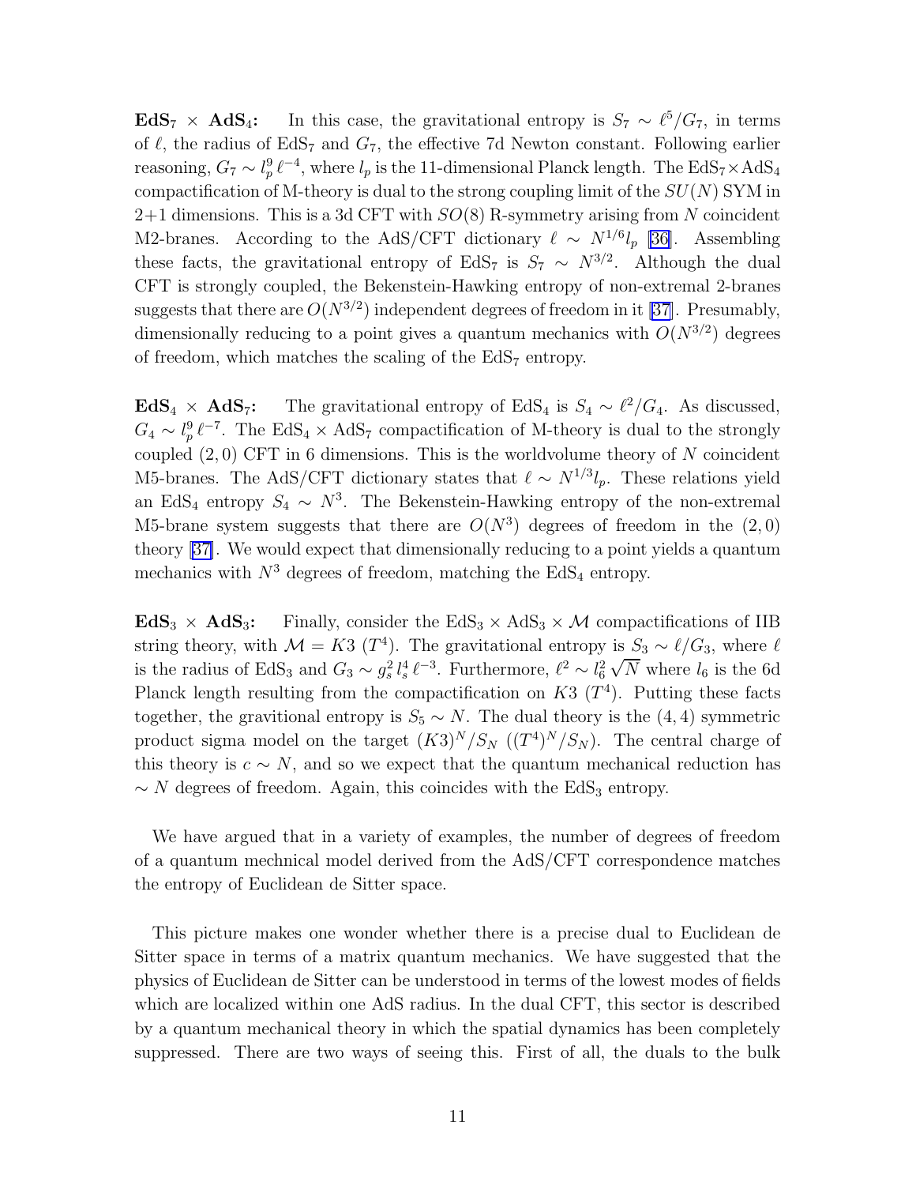**$\mathrm{EdS}_7 \times \mathrm{AdS}_4$:** In this case, the gravitational entropy is $S_7 \sim \ell^5/G_7$, in terms of $\ell$, the radius of $\mathrm{EdS}_7$ and $G_7$, the effective 7d Newton constant. Following earlier reasoning, $G_7 \sim l_p^9\,\ell^{-4}$, where $l_p$ is the 11-dimensional Planck length. The $\mathrm{EdS}_7 \times \mathrm{AdS}_4$ compactification of M-theory is dual to the strong coupling limit of the $SU(N)$ SYM in 2+1 dimensions. This is a 3d CFT with $SO(8)$ R-symmetry arising from $N$ coincident M2-branes. According to the AdS/CFT dictionary $\ell \sim N^{1/6} l_p$ [36]. Assembling these facts, the gravitational entropy of $\mathrm{EdS}_7$ is $S_7 \sim N^{3/2}$. Although the dual CFT is strongly coupled, the Bekenstein-Hawking entropy of non-extremal 2-branes suggests that there are $O(N^{3/2})$ independent degrees of freedom in it [37]. Presumably, dimensionally reducing to a point gives a quantum mechanics with $O(N^{3/2})$ degrees of freedom, which matches the scaling of the $\mathrm{EdS}_7$ entropy.

**$\mathrm{EdS}_4 \times \mathrm{AdS}_7$:** The gravitational entropy of $\mathrm{EdS}_4$ is $S_4 \sim \ell^2/G_4$. As discussed, $G_4 \sim l_p^9\,\ell^{-7}$. The $\mathrm{EdS}_4 \times \mathrm{AdS}_7$ compactification of M-theory is dual to the strongly coupled $(2,0)$ CFT in 6 dimensions. This is the worldvolume theory of $N$ coincident M5-branes. The AdS/CFT dictionary states that $\ell \sim N^{1/3} l_p$. These relations yield an $\mathrm{EdS}_4$ entropy $S_4 \sim N^3$. The Bekenstein-Hawking entropy of the non-extremal M5-brane system suggests that there are $O(N^3)$ degrees of freedom in the $(2,0)$ theory [37]. We would expect that dimensionally reducing to a point yields a quantum mechanics with $N^3$ degrees of freedom, matching the $\mathrm{EdS}_4$ entropy.

**$\mathrm{EdS}_3 \times \mathrm{AdS}_3$:** Finally, consider the $\mathrm{EdS}_3 \times \mathrm{AdS}_3 \times \mathcal{M}$ compactifications of IIB string theory, with $\mathcal{M} = K3$ ($T^4$). The gravitational entropy is $S_3 \sim \ell/G_3$, where $\ell$ is the radius of $\mathrm{EdS}_3$ and $G_3 \sim g_s^2\, l_s^4\, \ell^{-3}$. Furthermore, $\ell^2 \sim l_6^2 \sqrt{N}$ where $l_6$ is the 6d Planck length resulting from the compactification on $K3$ ($T^4$). Putting these facts together, the gravitional entropy is $S_5 \sim N$. The dual theory is the $(4,4)$ symmetric product sigma model on the target $(K3)^N/S_N$ ($(T^4)^N/S_N$). The central charge of this theory is $c \sim N$, and so we expect that the quantum mechanical reduction has $\sim N$ degrees of freedom. Again, this coincides with the $\mathrm{EdS}_3$ entropy.

We have argued that in a variety of examples, the number of degrees of freedom of a quantum mechnical model derived from the AdS/CFT correspondence matches the entropy of Euclidean de Sitter space.

This picture makes one wonder whether there is a precise dual to Euclidean de Sitter space in terms of a matrix quantum mechanics. We have suggested that the physics of Euclidean de Sitter can be understood in terms of the lowest modes of fields which are localized within one AdS radius. In the dual CFT, this sector is described by a quantum mechanical theory in which the spatial dynamics has been completely suppressed. There are two ways of seeing this. First of all, the duals to the bulk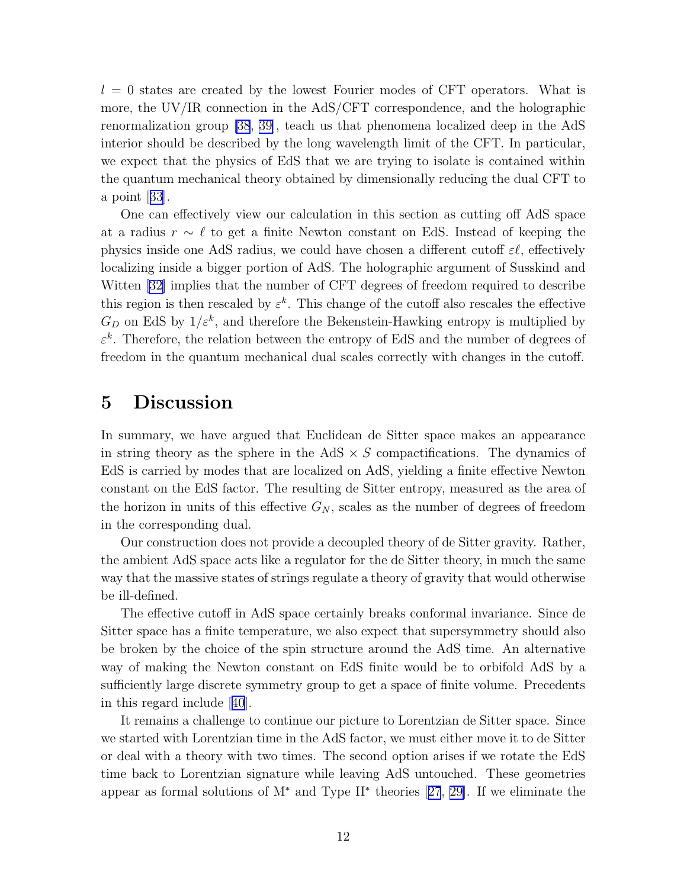$l = 0$ states are created by the lowest Fourier modes of CFT operators. What is more, the UV/IR connection in the AdS/CFT correspondence, and the holographic renormalization group [38, 39], teach us that phenomena localized deep in the AdS interior should be described by the long wavelength limit of the CFT. In particular, we expect that the physics of EdS that we are trying to isolate is contained within the quantum mechanical theory obtained by dimensionally reducing the dual CFT to a point [33].

One can effectively view our calculation in this section as cutting off AdS space at a radius $r \sim \ell$ to get a finite Newton constant on EdS. Instead of keeping the physics inside one AdS radius, we could have chosen a different cutoff $\varepsilon\ell$, effectively localizing inside a bigger portion of AdS. The holographic argument of Susskind and Witten [32] implies that the number of CFT degrees of freedom required to describe this region is then rescaled by $\varepsilon^k$. This change of the cutoff also rescales the effective $G_D$ on EdS by $1/\varepsilon^k$, and therefore the Bekenstein-Hawking entropy is multiplied by $\varepsilon^k$. Therefore, the relation between the entropy of EdS and the number of degrees of freedom in the quantum mechanical dual scales correctly with changes in the cutoff.

# 5 Discussion

In summary, we have argued that Euclidean de Sitter space makes an appearance in string theory as the sphere in the AdS $\times$ $S$ compactifications. The dynamics of EdS is carried by modes that are localized on AdS, yielding a finite effective Newton constant on the EdS factor. The resulting de Sitter entropy, measured as the area of the horizon in units of this effective $G_N$, scales as the number of degrees of freedom in the corresponding dual.

Our construction does not provide a decoupled theory of de Sitter gravity. Rather, the ambient AdS space acts like a regulator for the de Sitter theory, in much the same way that the massive states of strings regulate a theory of gravity that would otherwise be ill-defined.

The effective cutoff in AdS space certainly breaks conformal invariance. Since de Sitter space has a finite temperature, we also expect that supersymmetry should also be broken by the choice of the spin structure around the AdS time. An alternative way of making the Newton constant on EdS finite would be to orbifold AdS by a sufficiently large discrete symmetry group to get a space of finite volume. Precedents in this regard include [40].

It remains a challenge to continue our picture to Lorentzian de Sitter space. Since we started with Lorentzian time in the AdS factor, we must either move it to de Sitter or deal with a theory with two times. The second option arises if we rotate the EdS time back to Lorentzian signature while leaving AdS untouched. These geometries appear as formal solutions of M$^*$ and Type II$^*$ theories [27, 29]. If we eliminate the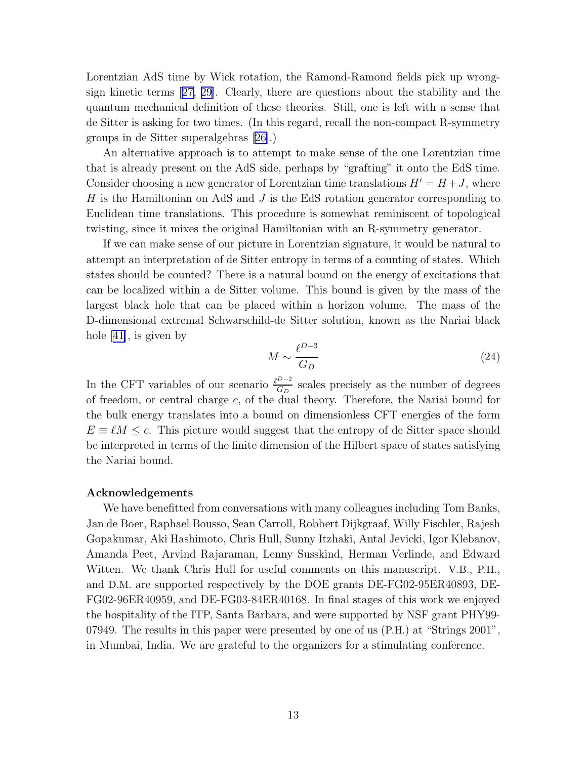Lorentzian AdS time by Wick rotation, the Ramond-Ramond fields pick up wrong-sign kinetic terms [27, 29]. Clearly, there are questions about the stability and the quantum mechanical definition of these theories. Still, one is left with a sense that de Sitter is asking for two times. (In this regard, recall the non-compact R-symmetry groups in de Sitter superalgebras [26].)

An alternative approach is to attempt to make sense of the one Lorentzian time that is already present on the AdS side, perhaps by "grafting" it onto the EdS time. Consider choosing a new generator of Lorentzian time translations $H' = H + J$, where $H$ is the Hamiltonian on AdS and $J$ is the EdS rotation generator corresponding to Euclidean time translations. This procedure is somewhat reminiscent of topological twisting, since it mixes the original Hamiltonian with an R-symmetry generator.

If we can make sense of our picture in Lorentzian signature, it would be natural to attempt an interpretation of de Sitter entropy in terms of a counting of states. Which states should be counted? There is a natural bound on the energy of excitations that can be localized within a de Sitter volume. This bound is given by the mass of the largest black hole that can be placed within a horizon volume. The mass of the D-dimensional extremal Schwarschild-de Sitter solution, known as the Nariai black hole [41], is given by

$$M \sim \frac{\ell^{D-3}}{G_D} \tag{24}$$

In the CFT variables of our scenario $\frac{\ell^{D-2}}{G_D}$ scales precisely as the number of degrees of freedom, or central charge $c$, of the dual theory. Therefore, the Nariai bound for the bulk energy translates into a bound on dimensionless CFT energies of the form $E \equiv \ell M \leq c$. This picture would suggest that the entropy of de Sitter space should be interpreted in terms of the finite dimension of the Hilbert space of states satisfying the Nariai bound.

**Acknowledgements**

We have benefitted from conversations with many colleagues including Tom Banks, Jan de Boer, Raphael Bousso, Sean Carroll, Robbert Dijkgraaf, Willy Fischler, Rajesh Gopakumar, Aki Hashimoto, Chris Hull, Sunny Itzhaki, Antal Jevicki, Igor Klebanov, Amanda Peet, Arvind Rajaraman, Lenny Susskind, Herman Verlinde, and Edward Witten. We thank Chris Hull for useful comments on this manuscript. V.B., P.H., and D.M. are supported respectively by the DOE grants DE-FG02-95ER40893, DE-FG02-96ER40959, and DE-FG03-84ER40168. In final stages of this work we enjoyed the hospitality of the ITP, Santa Barbara, and were supported by NSF grant PHY99-07949. The results in this paper were presented by one of us (P.H.) at "Strings 2001", in Mumbai, India. We are grateful to the organizers for a stimulating conference.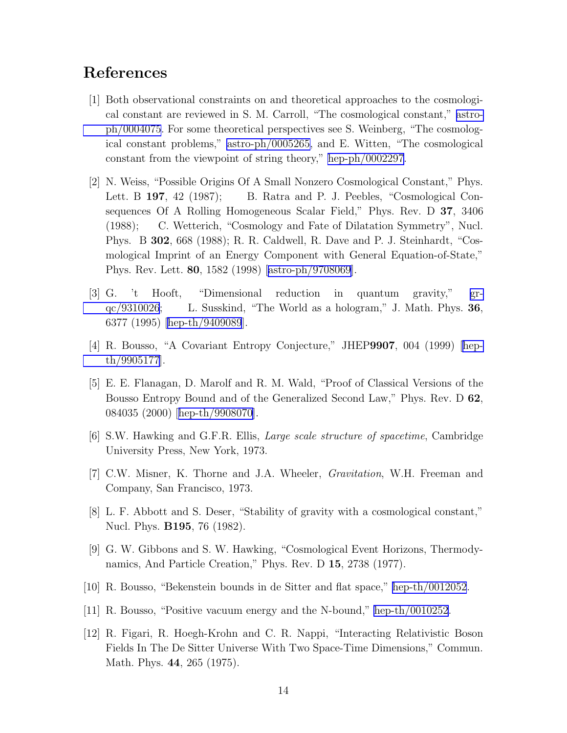# References

[1] Both observational constraints on and theoretical approaches to the cosmological constant are reviewed in S. M. Carroll, "The cosmological constant," astro-ph/0004075. For some theoretical perspectives see S. Weinberg, "The cosmological constant problems," astro-ph/0005265, and E. Witten, "The cosmological constant from the viewpoint of string theory," hep-ph/0002297.

[2] N. Weiss, "Possible Origins Of A Small Nonzero Cosmological Constant," Phys. Lett. B **197**, 42 (1987); B. Ratra and P. J. Peebles, "Cosmological Consequences Of A Rolling Homogeneous Scalar Field," Phys. Rev. D **37**, 3406 (1988); C. Wetterich, "Cosmology and Fate of Dilatation Symmetry", Nucl. Phys. B **302**, 668 (1988); R. R. Caldwell, R. Dave and P. J. Steinhardt, "Cosmological Imprint of an Energy Component with General Equation-of-State," Phys. Rev. Lett. **80**, 1582 (1998) [astro-ph/9708069].

[3] G. 't Hooft, "Dimensional reduction in quantum gravity," gr-qc/9310026; L. Susskind, "The World as a hologram," J. Math. Phys. **36**, 6377 (1995) [hep-th/9409089].

[4] R. Bousso, "A Covariant Entropy Conjecture," JHEP**9907**, 004 (1999) [hep-th/9905177].

[5] E. E. Flanagan, D. Marolf and R. M. Wald, "Proof of Classical Versions of the Bousso Entropy Bound and of the Generalized Second Law," Phys. Rev. D **62**, 084035 (2000) [hep-th/9908070].

[6] S.W. Hawking and G.F.R. Ellis, *Large scale structure of spacetime*, Cambridge University Press, New York, 1973.

[7] C.W. Misner, K. Thorne and J.A. Wheeler, *Gravitation*, W.H. Freeman and Company, San Francisco, 1973.

[8] L. F. Abbott and S. Deser, "Stability of gravity with a cosmological constant," Nucl. Phys. **B195**, 76 (1982).

[9] G. W. Gibbons and S. W. Hawking, "Cosmological Event Horizons, Thermodynamics, And Particle Creation," Phys. Rev. D **15**, 2738 (1977).

[10] R. Bousso, "Bekenstein bounds in de Sitter and flat space," hep-th/0012052.

[11] R. Bousso, "Positive vacuum energy and the N-bound," hep-th/0010252.

[12] R. Figari, R. Hoegh-Krohn and C. R. Nappi, "Interacting Relativistic Boson Fields In The De Sitter Universe With Two Space-Time Dimensions," Commun. Math. Phys. **44**, 265 (1975).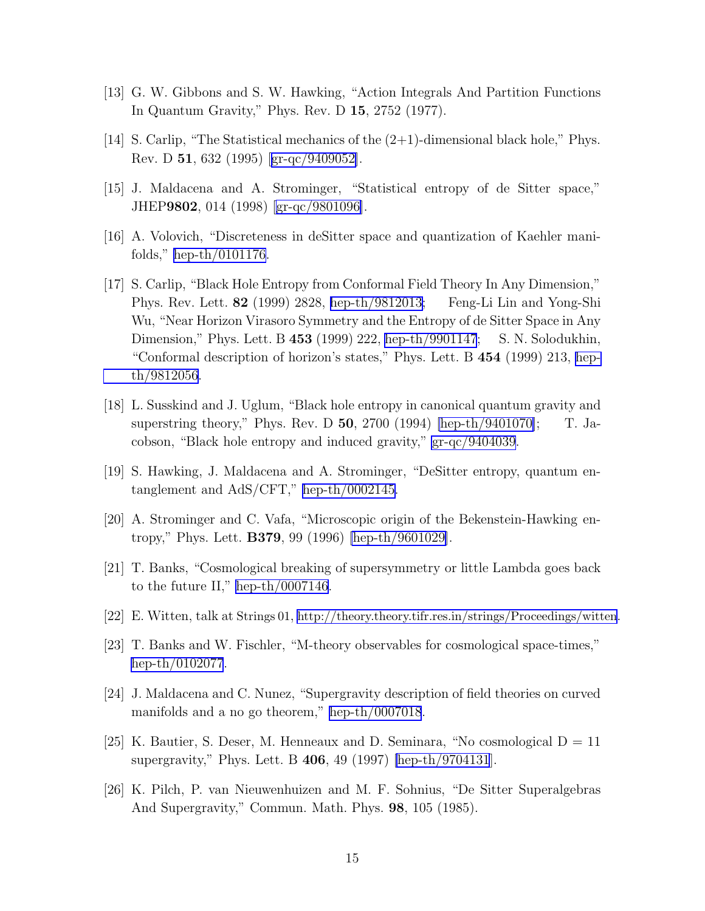[13] G. W. Gibbons and S. W. Hawking, "Action Integrals And Partition Functions In Quantum Gravity," Phys. Rev. D **15**, 2752 (1977).

[14] S. Carlip, "The Statistical mechanics of the (2+1)-dimensional black hole," Phys. Rev. D **51**, 632 (1995) [gr-qc/9409052].

[15] J. Maldacena and A. Strominger, "Statistical entropy of de Sitter space," JHEP**9802**, 014 (1998) [gr-qc/9801096].

[16] A. Volovich, "Discreteness in deSitter space and quantization of Kaehler manifolds," hep-th/0101176.

[17] S. Carlip, "Black Hole Entropy from Conformal Field Theory In Any Dimension," Phys. Rev. Lett. **82** (1999) 2828, hep-th/9812013; Feng-Li Lin and Yong-Shi Wu, "Near Horizon Virasoro Symmetry and the Entropy of de Sitter Space in Any Dimension," Phys. Lett. B **453** (1999) 222, hep-th/9901147; S. N. Solodukhin, "Conformal description of horizon's states," Phys. Lett. B **454** (1999) 213, hep-th/9812056.

[18] L. Susskind and J. Uglum, "Black hole entropy in canonical quantum gravity and superstring theory," Phys. Rev. D **50**, 2700 (1994) [hep-th/9401070]; T. Jacobson, "Black hole entropy and induced gravity," gr-qc/9404039.

[19] S. Hawking, J. Maldacena and A. Strominger, "DeSitter entropy, quantum entanglement and AdS/CFT," hep-th/0002145.

[20] A. Strominger and C. Vafa, "Microscopic origin of the Bekenstein-Hawking entropy," Phys. Lett. **B379**, 99 (1996) [hep-th/9601029].

[21] T. Banks, "Cosmological breaking of supersymmetry or little Lambda goes back to the future II," hep-th/0007146.

[22] E. Witten, talk at Strings 01, http://theory.theory.tifr.res.in/strings/Proceedings/witten.

[23] T. Banks and W. Fischler, "M-theory observables for cosmological space-times," hep-th/0102077.

[24] J. Maldacena and C. Nunez, "Supergravity description of field theories on curved manifolds and a no go theorem," hep-th/0007018.

[25] K. Bautier, S. Deser, M. Henneaux and D. Seminara, "No cosmological D = 11 supergravity," Phys. Lett. B **406**, 49 (1997) [hep-th/9704131].

[26] K. Pilch, P. van Nieuwenhuizen and M. F. Sohnius, "De Sitter Superalgebras And Supergravity," Commun. Math. Phys. **98**, 105 (1985).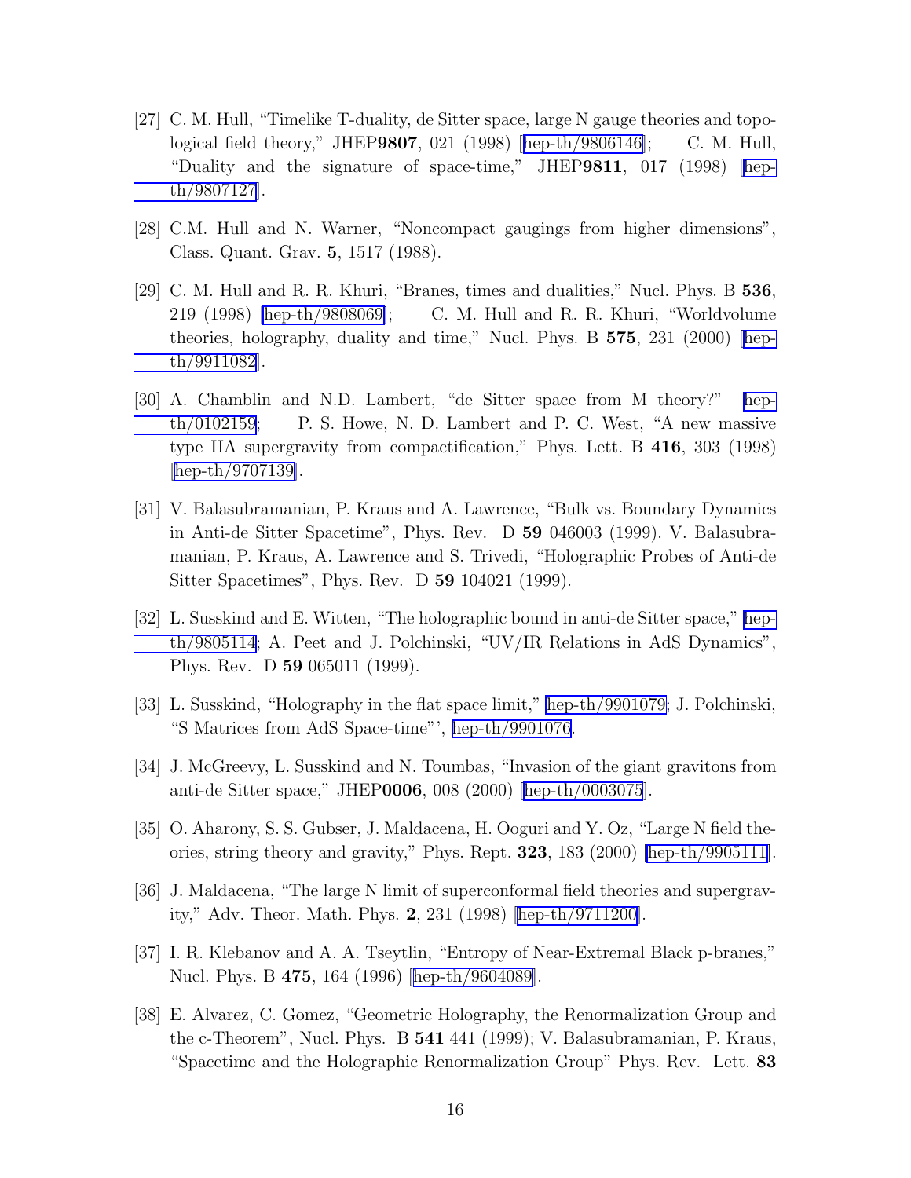[27] C. M. Hull, "Timelike T-duality, de Sitter space, large N gauge theories and topological field theory," JHEP**9807**, 021 (1998) [hep-th/9806146]; C. M. Hull, "Duality and the signature of space-time," JHEP**9811**, 017 (1998) [hep-th/9807127].

[28] C.M. Hull and N. Warner, "Noncompact gaugings from higher dimensions", Class. Quant. Grav. **5**, 1517 (1988).

[29] C. M. Hull and R. R. Khuri, "Branes, times and dualities," Nucl. Phys. B **536**, 219 (1998) [hep-th/9808069]; C. M. Hull and R. R. Khuri, "Worldvolume theories, holography, duality and time," Nucl. Phys. B **575**, 231 (2000) [hep-th/9911082].

[30] A. Chamblin and N.D. Lambert, "de Sitter space from M theory?" hep-th/0102159; P. S. Howe, N. D. Lambert and P. C. West, "A new massive type IIA supergravity from compactification," Phys. Lett. B **416**, 303 (1998) [hep-th/9707139].

[31] V. Balasubramanian, P. Kraus and A. Lawrence, "Bulk vs. Boundary Dynamics in Anti-de Sitter Spacetime", Phys. Rev. D **59** 046003 (1999). V. Balasubramanian, P. Kraus, A. Lawrence and S. Trivedi, "Holographic Probes of Anti-de Sitter Spacetimes", Phys. Rev. D **59** 104021 (1999).

[32] L. Susskind and E. Witten, "The holographic bound in anti-de Sitter space," hep-th/9805114; A. Peet and J. Polchinski, "UV/IR Relations in AdS Dynamics", Phys. Rev. D **59** 065011 (1999).

[33] L. Susskind, "Holography in the flat space limit," hep-th/9901079; J. Polchinski, "S Matrices from AdS Space-time"', hep-th/9901076.

[34] J. McGreevy, L. Susskind and N. Toumbas, "Invasion of the giant gravitons from anti-de Sitter space," JHEP**0006**, 008 (2000) [hep-th/0003075].

[35] O. Aharony, S. S. Gubser, J. Maldacena, H. Ooguri and Y. Oz, "Large N field theories, string theory and gravity," Phys. Rept. **323**, 183 (2000) [hep-th/9905111].

[36] J. Maldacena, "The large N limit of superconformal field theories and supergravity," Adv. Theor. Math. Phys. **2**, 231 (1998) [hep-th/9711200].

[37] I. R. Klebanov and A. A. Tseytlin, "Entropy of Near-Extremal Black p-branes," Nucl. Phys. B **475**, 164 (1996) [hep-th/9604089].

[38] E. Alvarez, C. Gomez, "Geometric Holography, the Renormalization Group and the c-Theorem", Nucl. Phys. B **541** 441 (1999); V. Balasubramanian, P. Kraus, "Spacetime and the Holographic Renormalization Group" Phys. Rev. Lett. **83**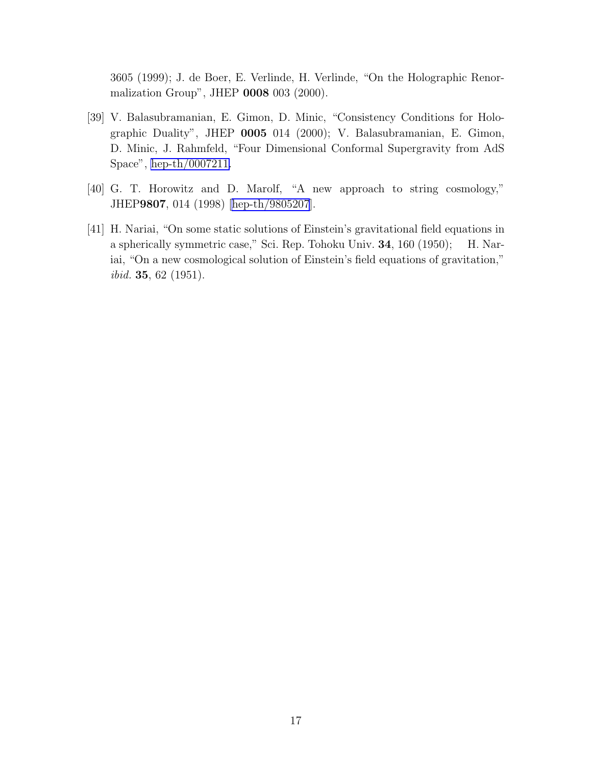3605 (1999); J. de Boer, E. Verlinde, H. Verlinde, "On the Holographic Renormalization Group", JHEP **0008** 003 (2000).

[39] V. Balasubramanian, E. Gimon, D. Minic, "Consistency Conditions for Holographic Duality", JHEP **0005** 014 (2000); V. Balasubramanian, E. Gimon, D. Minic, J. Rahmfeld, "Four Dimensional Conformal Supergravity from AdS Space", hep-th/0007211.

[40] G. T. Horowitz and D. Marolf, "A new approach to string cosmology," JHEP**9807**, 014 (1998) [hep-th/9805207].

[41] H. Nariai, "On some static solutions of Einstein's gravitational field equations in a spherically symmetric case," Sci. Rep. Tohoku Univ. **34**, 160 (1950); H. Nariai, "On a new cosmological solution of Einstein's field equations of gravitation," *ibid.* **35**, 62 (1951).